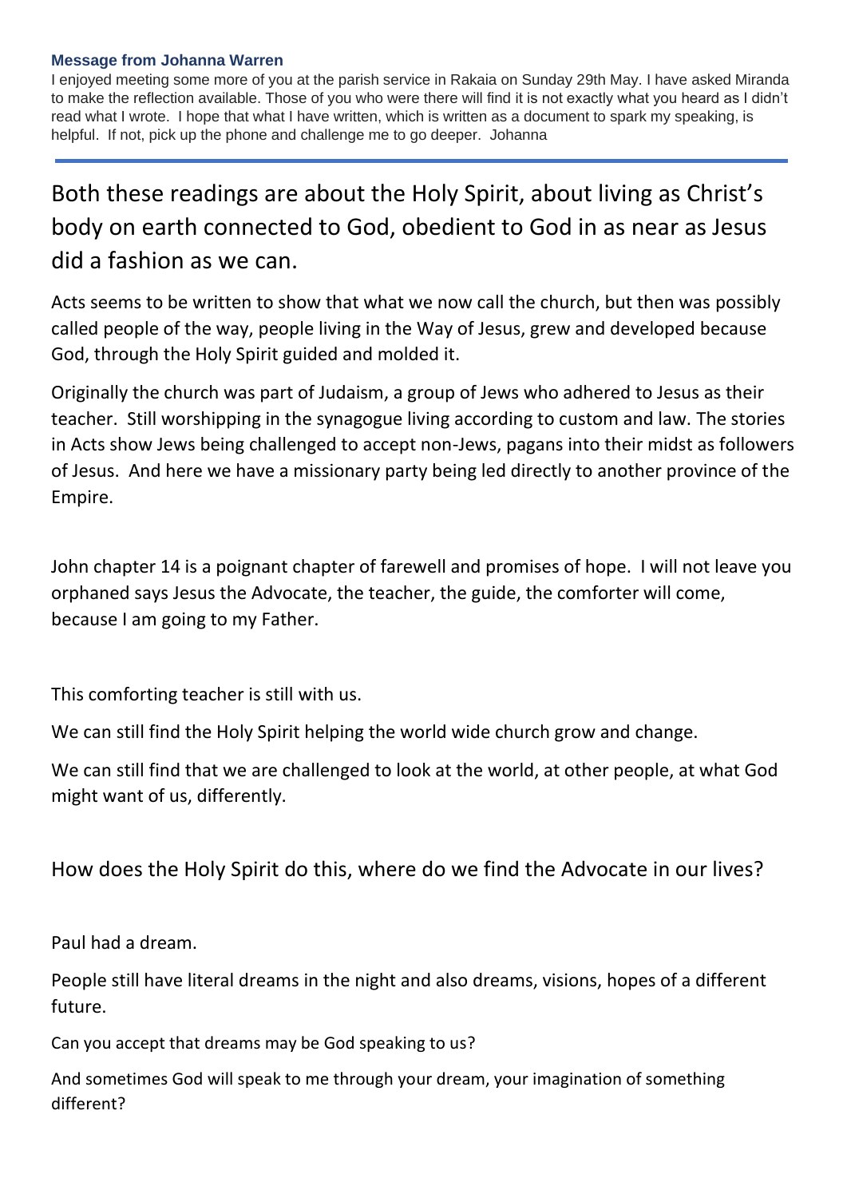### Message from Johanna Warren

I enjoyed meeting some more of you at the parish service in Rakaia on Sunday 29th May. I have asked Miranda to make the reflection available. Those of you who were there will find it is not exactly what you heard as I didn't read what I wrote. I hope that what I have written, which is written as a document to spark my speaking, is helpful. If not, pick up the phone and challenge me to go deeper. Johanna

---

## Both these readings are about the Holy Spirit, about living as Christ's body on earth connected to God, obedient to God in as near as Jesus did a fashion as we can.

Acts seems to be written to show that what we now call the church, but then was possibly called people of the way, people living in the Way of Jesus, grew and developed because God, through the Holy Spirit guided and molded it.

Originally the church was part of Judaism, a group of Jews who adhered to Jesus as their teacher. Still worshipping in the synagogue living according to custom and law. The stories in Acts show Jews being challenged to accept non-Jews, pagans into their midst as followers of Jesus. And here we have a missionary party being led directly to another province of the Empire.

John chapter 14 is a poignant chapter of farewell and promises of hope. I will not leave you orphaned says Jesus the Advocate, the teacher, the guide, the comforter will come, because I am going to my Father.

This comforting teacher is still with us.

We can still find the Holy Spirit helping the world wide church grow and change.

We can still find that we are challenged to look at the world, at other people, at what God might want of us, differently.

### How does the Holy Spirit do this, where do we find the Advocate in our lives?

Paul had a dream.

People still have literal dreams in the night and also dreams, visions, hopes of a different future.

Can you accept that dreams may be God speaking to us?

And sometimes God will speak to me through your dream, your imagination of something different?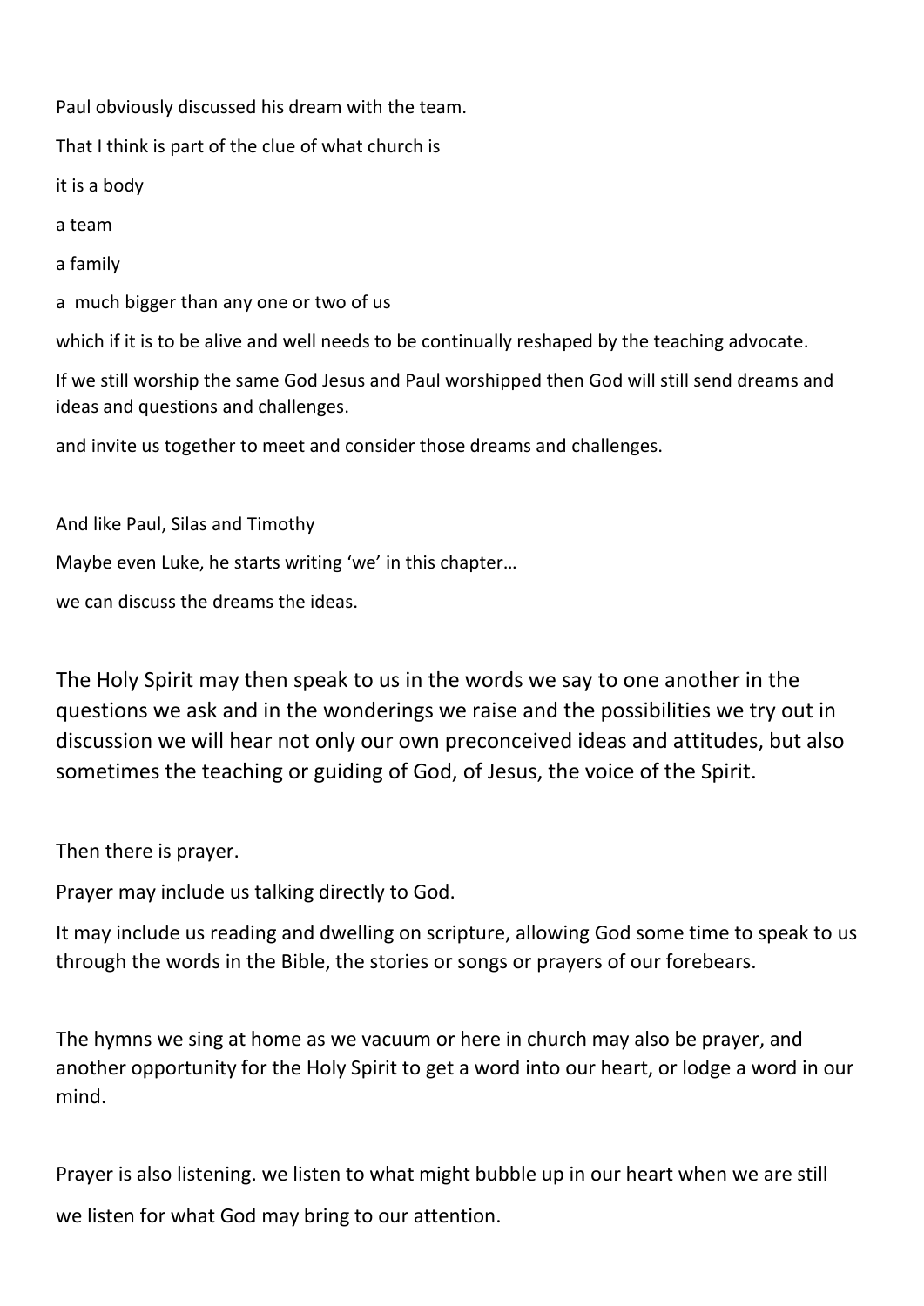Paul obviously discussed his dream with the team.

That I think is part of the clue of what church is

it is a body

a team

a family

a  much bigger than any one or two of us

which if it is to be alive and well needs to be continually reshaped by the teaching advocate.

If we still worship the same God Jesus and Paul worshipped then God will still send dreams and ideas and questions and challenges.

and invite us together to meet and consider those dreams and challenges.

And like Paul, Silas and Timothy

Maybe even Luke, he starts writing 'we' in this chapter…

we can discuss the dreams the ideas.

The Holy Spirit may then speak to us in the words we say to one another in the questions we ask and in the wonderings we raise and the possibilities we try out in discussion we will hear not only our own preconceived ideas and attitudes, but also sometimes the teaching or guiding of God, of Jesus, the voice of the Spirit.

Then there is prayer.

Prayer may include us talking directly to God.

It may include us reading and dwelling on scripture, allowing God some time to speak to us through the words in the Bible, the stories or songs or prayers of our forebears.

The hymns we sing at home as we vacuum or here in church may also be prayer, and another opportunity for the Holy Spirit to get a word into our heart, or lodge a word in our mind.

Prayer is also listening. we listen to what might bubble up in our heart when we are still

we listen for what God may bring to our attention.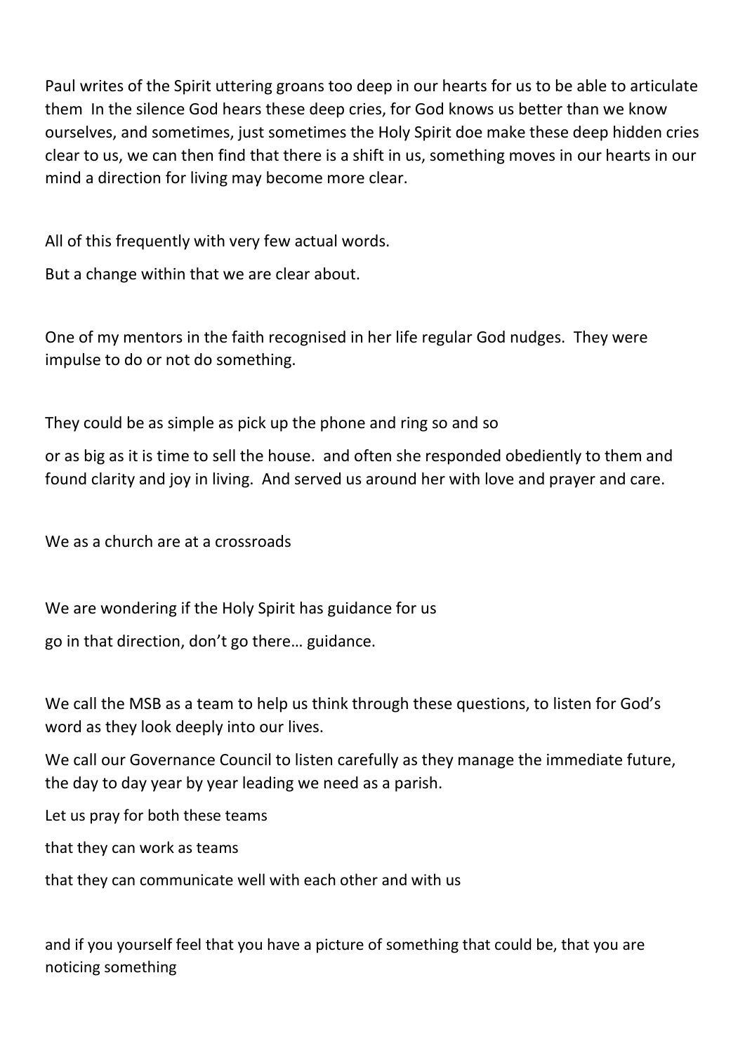Paul writes of the Spirit uttering groans too deep in our hearts for us to be able to articulate them  In the silence God hears these deep cries, for God knows us better than we know ourselves, and sometimes, just sometimes the Holy Spirit doe make these deep hidden cries clear to us, we can then find that there is a shift in us, something moves in our hearts in our mind a direction for living may become more clear.

All of this frequently with very few actual words.

But a change within that we are clear about.

One of my mentors in the faith recognised in her life regular God nudges.  They were impulse to do or not do something.

They could be as simple as pick up the phone and ring so and so

or as big as it is time to sell the house.  and often she responded obediently to them and found clarity and joy in living.  And served us around her with love and prayer and care.

We as a church are at a crossroads

We are wondering if the Holy Spirit has guidance for us

go in that direction, don't go there… guidance.

We call the MSB as a team to help us think through these questions, to listen for God's word as they look deeply into our lives.

We call our Governance Council to listen carefully as they manage the immediate future, the day to day year by year leading we need as a parish.

Let us pray for both these teams

that they can work as teams

that they can communicate well with each other and with us

and if you yourself feel that you have a picture of something that could be, that you are noticing something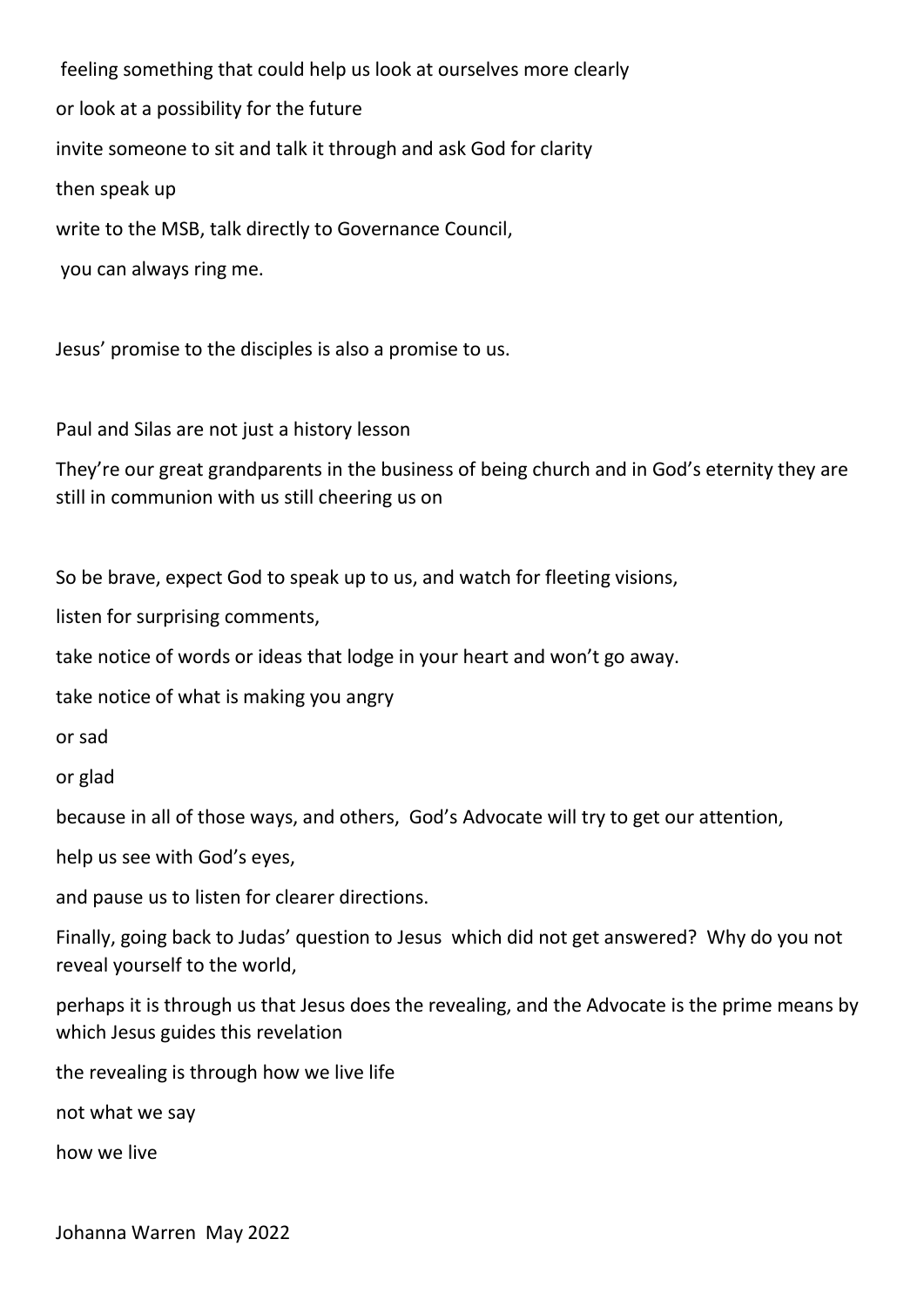feeling something that could help us look at ourselves more clearly

or look at a possibility for the future

invite someone to sit and talk it through and ask God for clarity

then speak up

write to the MSB, talk directly to Governance Council,

you can always ring me.

Jesus' promise to the disciples is also a promise to us.

Paul and Silas are not just a history lesson

They're our great grandparents in the business of being church and in God's eternity they are still in communion with us still cheering us on

So be brave, expect God to speak up to us, and watch for fleeting visions,

listen for surprising comments,

take notice of words or ideas that lodge in your heart and won't go away.

take notice of what is making you angry

or sad

or glad

because in all of those ways, and others, God's Advocate will try to get our attention,

help us see with God's eyes,

and pause us to listen for clearer directions.

Finally, going back to Judas' question to Jesus which did not get answered? Why do you not reveal yourself to the world,

perhaps it is through us that Jesus does the revealing, and the Advocate is the prime means by which Jesus guides this revelation

the revealing is through how we live life

not what we say

how we live

Johanna Warren May 2022